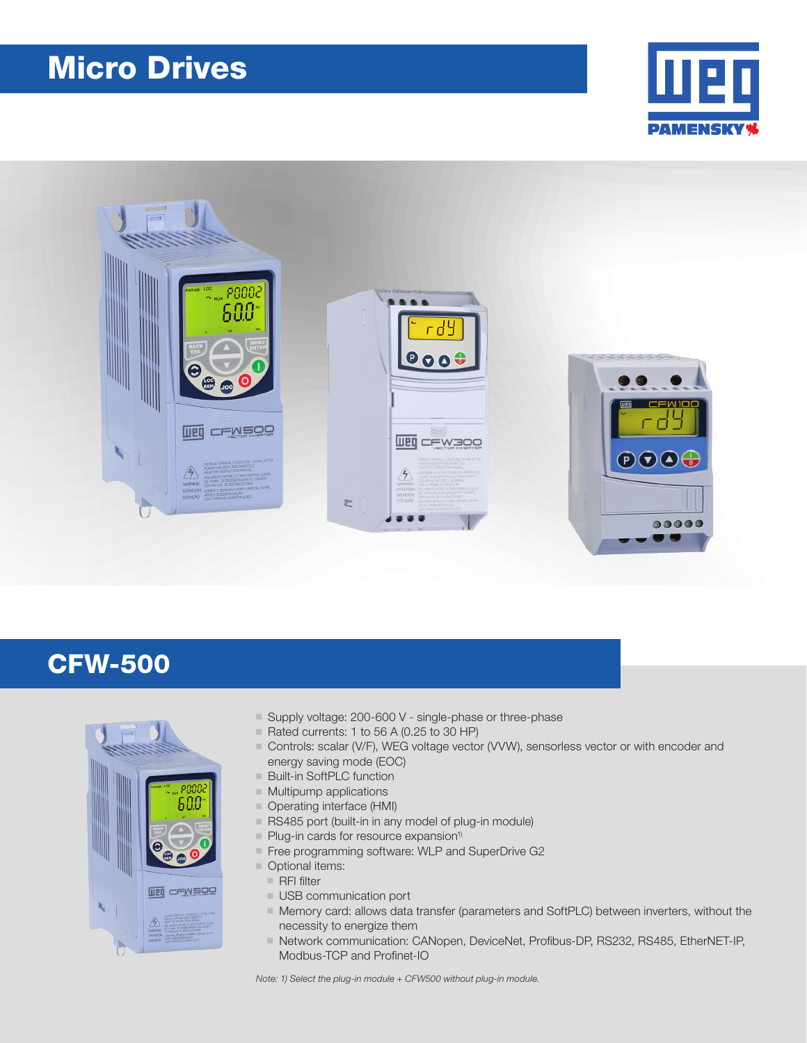# Micro Drives

## CFW-500

- Supply voltage: 200-600 V - single-phase or three-phase
- Rated currents: 1 to 56 A (0.25 to 30 HP)
- Controls: scalar (V/F), WEG voltage vector (VVW), sensorless vector or with encoder and energy saving mode (EOC)
- Built-in SoftPLC function
- Multipump applications
- Operating interface (HMI)
- RS485 port (built-in in any model of plug-in module)
- Plug-in cards for resource expansion[1]
- Free programming software: WLP and SuperDrive G2
- Optional items:
  - RFI filter
  - USB communication port
  - Memory card: allows data transfer (parameters and SoftPLC) between inverters, without the necessity to energize them
  - Network communication: CANopen, DeviceNet, Profibus-DP, RS232, RS485, EtherNET-IP, Modbus-TCP and Profinet-IO

*Note: 1) Select the plug-in module + CFW500 without plug-in module.*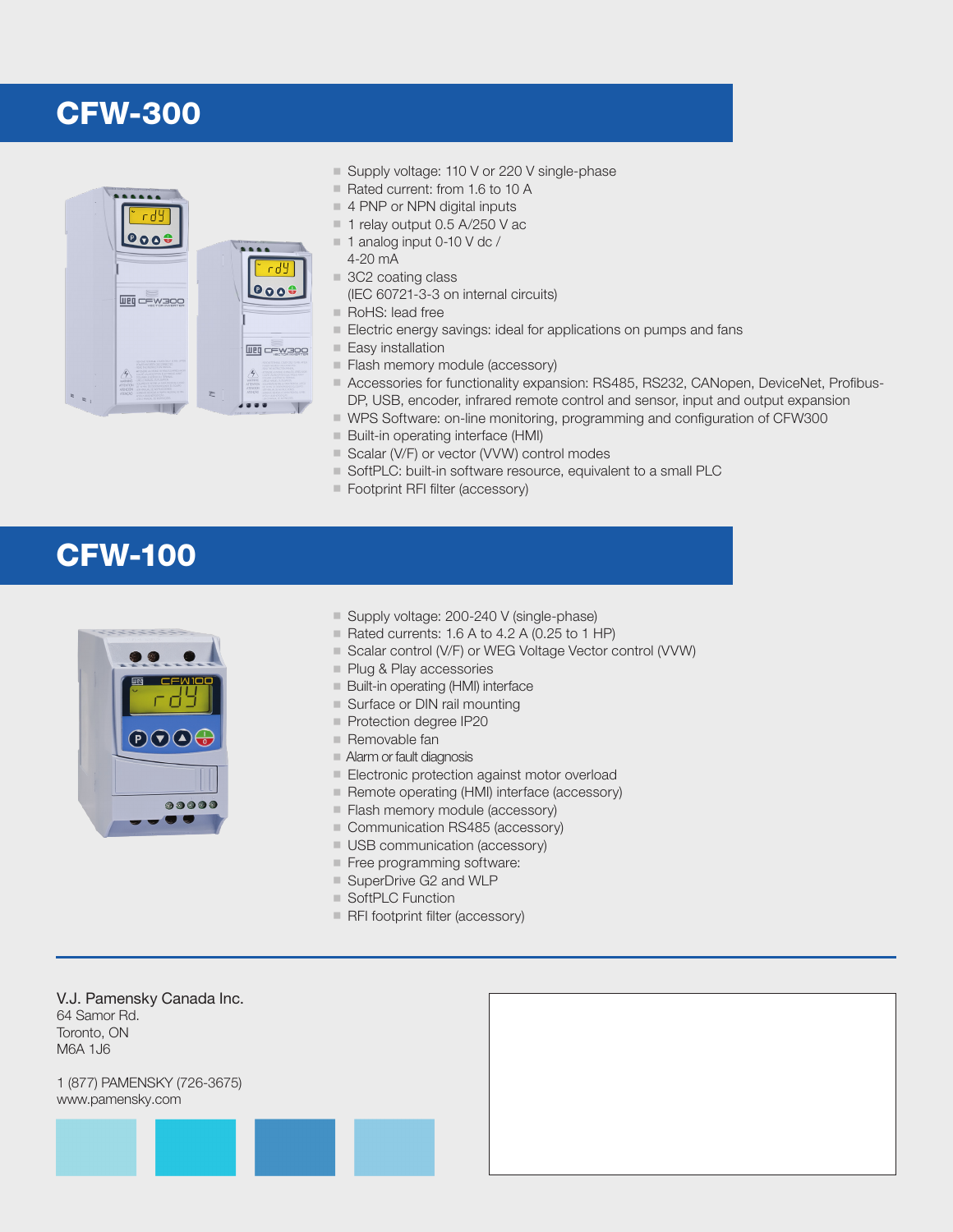## CFW-300

- Supply voltage: 110 V or 220 V single-phase
- Rated current: from 1.6 to 10 A
- 4 PNP or NPN digital inputs
- 1 relay output 0.5 A/250 V ac
- 1 analog input 0-10 V dc / 4-20 mA
- 3C2 coating class (IEC 60721-3-3 on internal circuits)
- RoHS: lead free
- Electric energy savings: ideal for applications on pumps and fans
- Easy installation
- Flash memory module (accessory)
- Accessories for functionality expansion: RS485, RS232, CANopen, DeviceNet, Profibus-DP, USB, encoder, infrared remote control and sensor, input and output expansion
- WPS Software: on-line monitoring, programming and configuration of CFW300
- Built-in operating interface (HMI)
- Scalar (V/F) or vector (VVW) control modes
- SoftPLC: built-in software resource, equivalent to a small PLC
- Footprint RFI filter (accessory)

## CFW-100

- Supply voltage: 200-240 V (single-phase)
- Rated currents: 1.6 A to 4.2 A (0.25 to 1 HP)
- Scalar control (V/F) or WEG Voltage Vector control (VVW)
- Plug & Play accessories
- Built-in operating (HMI) interface
- Surface or DIN rail mounting
- Protection degree IP20
- Removable fan
- Alarm or fault diagnosis
- Electronic protection against motor overload
- Remote operating (HMI) interface (accessory)
- Flash memory module (accessory)
- Communication RS485 (accessory)
- USB communication (accessory)
- Free programming software: SuperDrive G2 and WLP
- SoftPLC Function
- RFI footprint filter (accessory)

V.J. Pamensky Canada Inc.
64 Samor Rd.
Toronto, ON
M6A 1J6

1 (877) PAMENSKY (726-3675)
www.pamensky.com